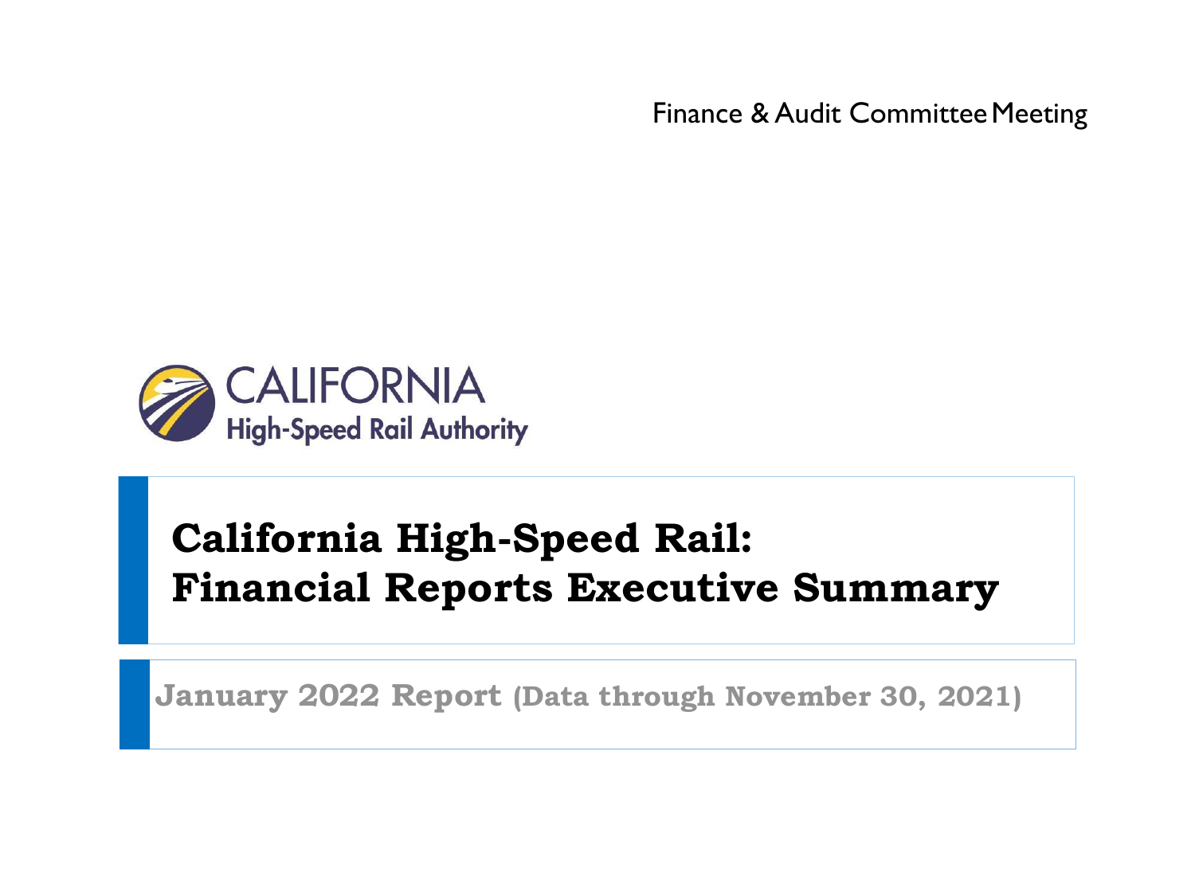Finance & Audit Committee Meeting

CALIFORNIA
High-Speed Rail Authority

# California High-Speed Rail: Financial Reports Executive Summary

**January 2022 Report (Data through November 30, 2021)**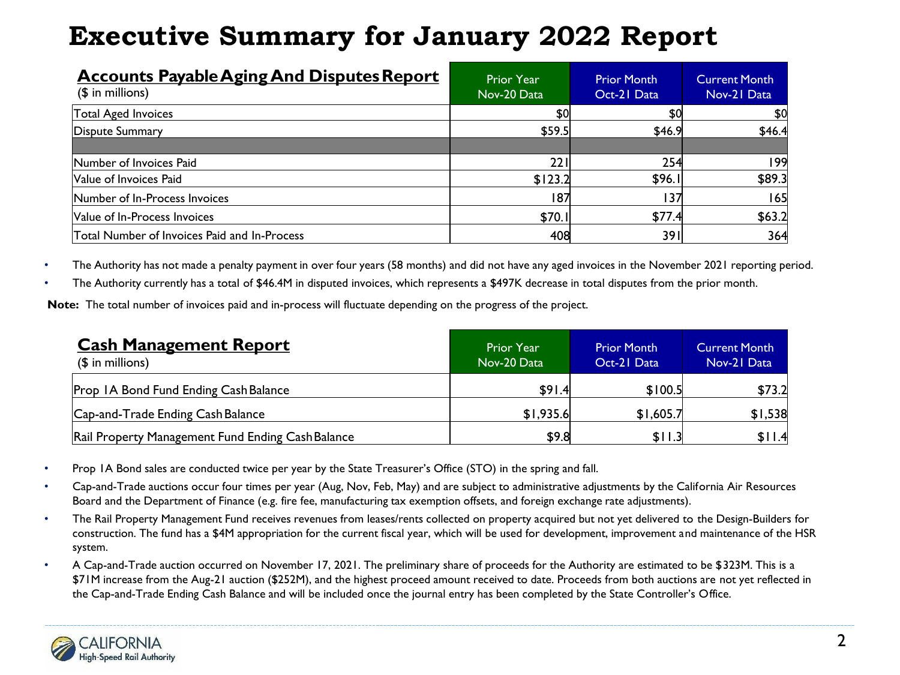# Executive Summary for January 2022 Report

| **Accounts Payable Aging And Disputes Report** ($ in millions) | Prior Year Nov-20 Data | Prior Month Oct-21 Data | Current Month Nov-21 Data |
|---|---|---|---|
| Total Aged Invoices | $0 | $0 | $0 |
| Dispute Summary | $59.5 | $46.9 | $46.4 |
| | | | |
| Number of Invoices Paid | 221 | 254 | 199 |
| Value of Invoices Paid | $123.2 | $96.1 | $89.3 |
| Number of In-Process Invoices | 187 | 137 | 165 |
| Value of In-Process Invoices | $70.1 | $77.4 | $63.2 |
| Total Number of Invoices Paid and In-Process | 408 | 391 | 364 |

- The Authority has not made a penalty payment in over four years (58 months) and did not have any aged invoices in the November 2021 reporting period.
- The Authority currently has a total of $46.4M in disputed invoices, which represents a $497K decrease in total disputes from the prior month.

**Note:** The total number of invoices paid and in-process will fluctuate depending on the progress of the project.

| **Cash Management Report** ($ in millions) | Prior Year Nov-20 Data | Prior Month Oct-21 Data | Current Month Nov-21 Data |
|---|---|---|---|
| Prop 1A Bond Fund Ending Cash Balance | $91.4 | $100.5 | $73.2 |
| Cap-and-Trade Ending Cash Balance | $1,935.6 | $1,605.7 | $1,538 |
| Rail Property Management Fund Ending Cash Balance | $9.8 | $11.3 | $11.4 |

- Prop 1A Bond sales are conducted twice per year by the State Treasurer's Office (STO) in the spring and fall.
- Cap-and-Trade auctions occur four times per year (Aug, Nov, Feb, May) and are subject to administrative adjustments by the California Air Resources Board and the Department of Finance (e.g. fire fee, manufacturing tax exemption offsets, and foreign exchange rate adjustments).
- The Rail Property Management Fund receives revenues from leases/rents collected on property acquired but not yet delivered to the Design-Builders for construction. The fund has a $4M appropriation for the current fiscal year, which will be used for development, improvement and maintenance of the HSR system.
- A Cap-and-Trade auction occurred on November 17, 2021. The preliminary share of proceeds for the Authority are estimated to be $323M. This is a $71M increase from the Aug-21 auction ($252M), and the highest proceed amount received to date. Proceeds from both auctions are not yet reflected in the Cap-and-Trade Ending Cash Balance and will be included once the journal entry has been completed by the State Controller's Office.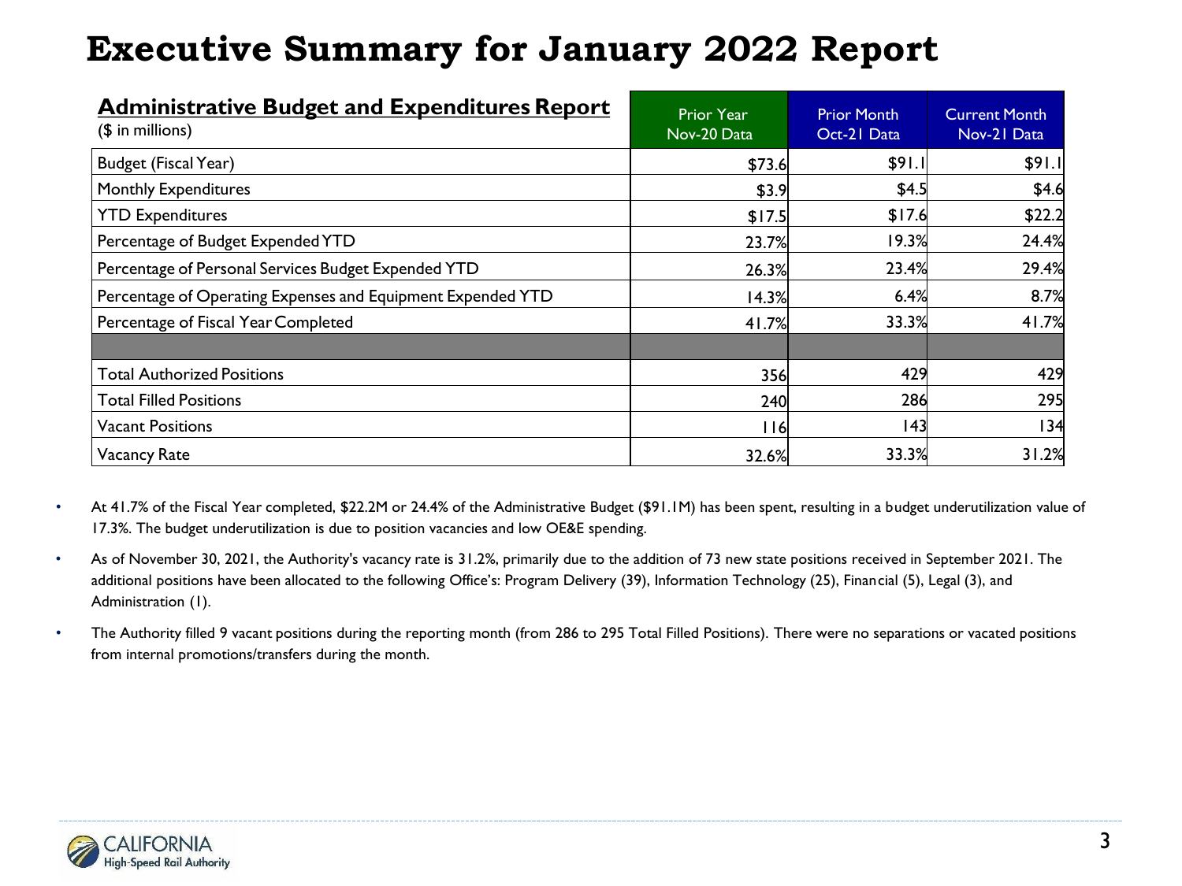# Executive Summary for January 2022 Report

| **Administrative Budget and Expenditures Report** ($ in millions) | Prior Year Nov-20 Data | Prior Month Oct-21 Data | Current Month Nov-21 Data |
|---|---|---|---|
| Budget (Fiscal Year) | $73.6 | $91.1 | $91.1 |
| Monthly Expenditures | $3.9 | $4.5 | $4.6 |
| YTD Expenditures | $17.5 | $17.6 | $22.2 |
| Percentage of Budget Expended YTD | 23.7% | 19.3% | 24.4% |
| Percentage of Personal Services Budget Expended YTD | 26.3% | 23.4% | 29.4% |
| Percentage of Operating Expenses and Equipment Expended YTD | 14.3% | 6.4% | 8.7% |
| Percentage of Fiscal Year Completed | 41.7% | 33.3% | 41.7% |
| | | | |
| Total Authorized Positions | 356 | 429 | 429 |
| Total Filled Positions | 240 | 286 | 295 |
| Vacant Positions | 116 | 143 | 134 |
| Vacancy Rate | 32.6% | 33.3% | 31.2% |

- At 41.7% of the Fiscal Year completed, $22.2M or 24.4% of the Administrative Budget ($91.1M) has been spent, resulting in a budget underutilization value of 17.3%. The budget underutilization is due to position vacancies and low OE&E spending.
- As of November 30, 2021, the Authority's vacancy rate is 31.2%, primarily due to the addition of 73 new state positions received in September 2021. The additional positions have been allocated to the following Office's: Program Delivery (39), Information Technology (25), Financial (5), Legal (3), and Administration (1).
- The Authority filled 9 vacant positions during the reporting month (from 286 to 295 Total Filled Positions). There were no separations or vacated positions from internal promotions/transfers during the month.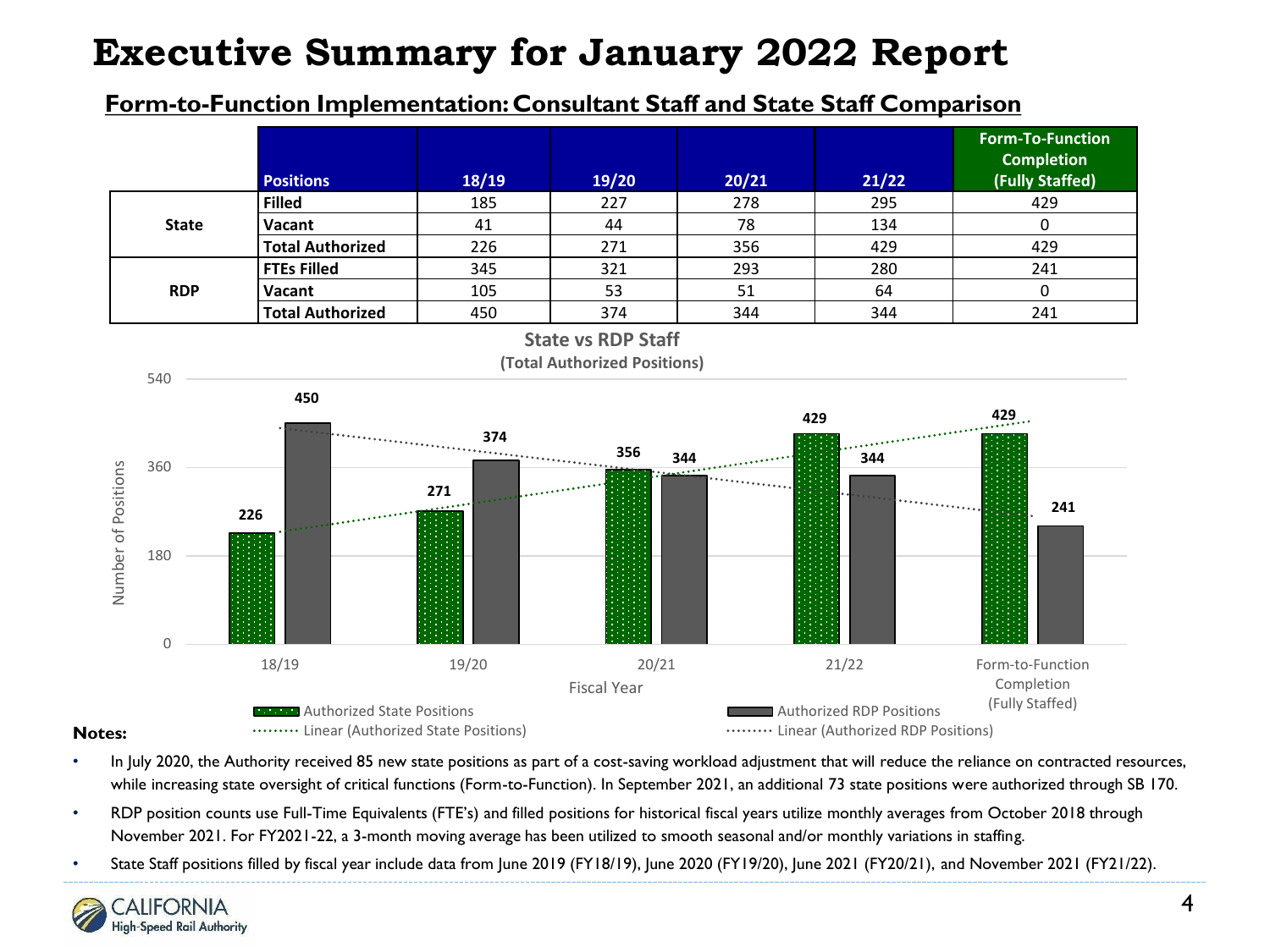# Executive Summary for January 2022 Report

## Form-to-Function Implementation: Consultant Staff and State Staff Comparison

| | Positions | 18/19 | 19/20 | 20/21 | 21/22 | Form-To-Function Completion (Fully Staffed) |
|---|---|---|---|---|---|---|
| State | Filled | 185 | 227 | 278 | 295 | 429 |
| | Vacant | 41 | 44 | 78 | 134 | 0 |
| | Total Authorized | 226 | 271 | 356 | 429 | 429 |
| RDP | FTEs Filled | 345 | 321 | 293 | 280 | 241 |
| | Vacant | 105 | 53 | 51 | 64 | 0 |
| | Total Authorized | 450 | 374 | 344 | 344 | 241 |

**State vs RDP Staff**
**(Total Authorized Positions)**

| Fiscal Year | Authorized State Positions | Authorized RDP Positions |
|---|---|---|
| 18/19 | 226 | 450 |
| 19/20 | 271 | 374 |
| 20/21 | 356 | 344 |
| 21/22 | 429 | 344 |
| Form-to-Function Completion (Fully Staffed) | 429 | 241 |

Legend: Authorized State Positions; Authorized RDP Positions; Linear (Authorized State Positions); Linear (Authorized RDP Positions)

**Notes:**

- In July 2020, the Authority received 85 new state positions as part of a cost-saving workload adjustment that will reduce the reliance on contracted resources, while increasing state oversight of critical functions (Form-to-Function). In September 2021, an additional 73 state positions were authorized through SB 170.
- RDP position counts use Full-Time Equivalents (FTE's) and filled positions for historical fiscal years utilize monthly averages from October 2018 through November 2021. For FY2021-22, a 3-month moving average has been utilized to smooth seasonal and/or monthly variations in staffing.
- State Staff positions filled by fiscal year include data from June 2019 (FY18/19), June 2020 (FY19/20), June 2021 (FY20/21), and November 2021 (FY21/22).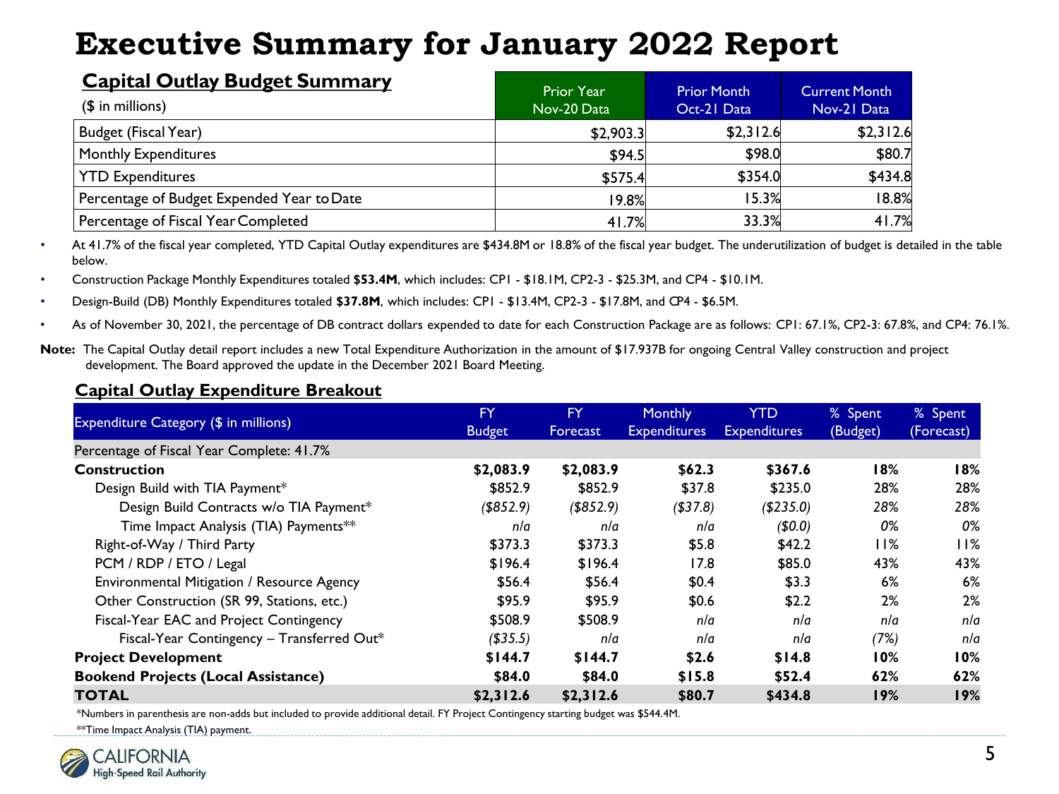# Executive Summary for January 2022 Report

## Capital Outlay Budget Summary

| ($ in millions) | Prior Year Nov-20 Data | Prior Month Oct-21 Data | Current Month Nov-21 Data |
|---|---|---|---|
| Budget (Fiscal Year) | $2,903.3 | $2,312.6 | $2,312.6 |
| Monthly Expenditures | $94.5 | $98.0 | $80.7 |
| YTD Expenditures | $575.4 | $354.0 | $434.8 |
| Percentage of Budget Expended Year to Date | 19.8% | 15.3% | 18.8% |
| Percentage of Fiscal Year Completed | 41.7% | 33.3% | 41.7% |

- At 41.7% of the fiscal year completed, YTD Capital Outlay expenditures are $434.8M or 18.8% of the fiscal year budget. The underutilization of budget is detailed in the table below.
- Construction Package Monthly Expenditures totaled **$53.4M**, which includes: CP1 - $18.1M, CP2-3 - $25.3M, and CP4 - $10.1M.
- Design-Build (DB) Monthly Expenditures totaled **$37.8M**, which includes: CP1 - $13.4M, CP2-3 - $17.8M, and CP4 - $6.5M.
- As of November 30, 2021, the percentage of DB contract dollars expended to date for each Construction Package are as follows: CP1: 67.1%, CP2-3: 67.8%, and CP4: 76.1%.

**Note:** The Capital Outlay detail report includes a new Total Expenditure Authorization in the amount of $17.937B for ongoing Central Valley construction and project development. The Board approved the update in the December 2021 Board Meeting.

## Capital Outlay Expenditure Breakout

| Expenditure Category ($ in millions) | FY Budget | FY Forecast | Monthly Expenditures | YTD Expenditures | % Spent (Budget) | % Spent (Forecast) |
|---|---|---|---|---|---|---|
| Percentage of Fiscal Year Complete: 41.7% | | | | | | |
| **Construction** | **$2,083.9** | **$2,083.9** | **$62.3** | **$367.6** | **18%** | **18%** |
| Design Build with TIA Payment* | $852.9 | $852.9 | $37.8 | $235.0 | 28% | 28% |
| *Design Build Contracts w/o TIA Payment** | *($852.9)* | *($852.9)* | *($37.8)* | *($235.0)* | *28%* | *28%* |
| *Time Impact Analysis (TIA) Payments*** | *n/a* | *n/a* | *n/a* | *($0.0)* | *0%* | *0%* |
| Right-of-Way / Third Party | $373.3 | $373.3 | $5.8 | $42.2 | 11% | 11% |
| PCM / RDP / ETO / Legal | $196.4 | $196.4 | 17.8 | $85.0 | 43% | 43% |
| Environmental Mitigation / Resource Agency | $56.4 | $56.4 | $0.4 | $3.3 | 6% | 6% |
| Other Construction (SR 99, Stations, etc.) | $95.9 | $95.9 | $0.6 | $2.2 | 2% | 2% |
| Fiscal-Year EAC and Project Contingency | $508.9 | $508.9 | *n/a* | *n/a* | *n/a* | *n/a* |
| *Fiscal-Year Contingency – Transferred Out** | *($35.5)* | *n/a* | *n/a* | *n/a* | *(7%)* | *n/a* |
| **Project Development** | **$144.7** | **$144.7** | **$2.6** | **$14.8** | **10%** | **10%** |
| **Bookend Projects (Local Assistance)** | **$84.0** | **$84.0** | **$15.8** | **$52.4** | **62%** | **62%** |
| **TOTAL** | **$2,312.6** | **$2,312.6** | **$80.7** | **$434.8** | **19%** | **19%** |

*Numbers in parenthesis are non-adds but included to provide additional detail. FY Project Contingency starting budget was $544.4M.

**Time Impact Analysis (TIA) payment.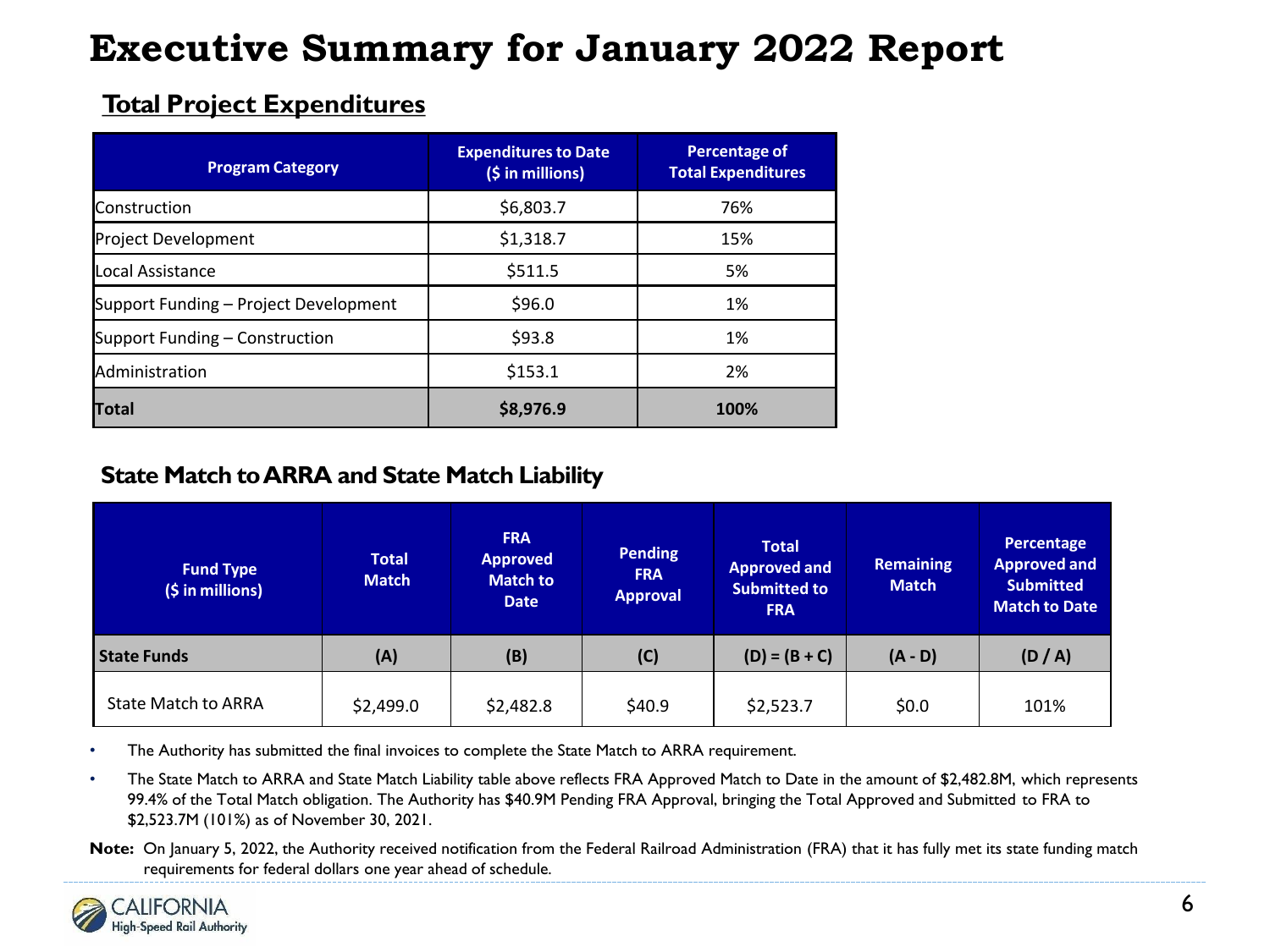# Executive Summary for January 2022 Report

## Total Project Expenditures

| Program Category | Expenditures to Date ($ in millions) | Percentage of Total Expenditures |
|---|---|---|
| Construction | $6,803.7 | 76% |
| Project Development | $1,318.7 | 15% |
| Local Assistance | $511.5 | 5% |
| Support Funding – Project Development | $96.0 | 1% |
| Support Funding – Construction | $93.8 | 1% |
| Administration | $153.1 | 2% |
| **Total** | **$8,976.9** | **100%** |

## State Match to ARRA and State Match Liability

| Fund Type ($ in millions) | Total Match | FRA Approved Match to Date | Pending FRA Approval | Total Approved and Submitted to FRA | Remaining Match | Percentage Approved and Submitted Match to Date |
|---|---|---|---|---|---|---|
| **State Funds** | **(A)** | **(B)** | **(C)** | **(D) = (B + C)** | **(A - D)** | **(D / A)** |
| State Match to ARRA | $2,499.0 | $2,482.8 | $40.9 | $2,523.7 | $0.0 | 101% |

- The Authority has submitted the final invoices to complete the State Match to ARRA requirement.
- The State Match to ARRA and State Match Liability table above reflects FRA Approved Match to Date in the amount of $2,482.8M, which represents 99.4% of the Total Match obligation. The Authority has $40.9M Pending FRA Approval, bringing the Total Approved and Submitted to FRA to $2,523.7M (101%) as of November 30, 2021.

**Note:** On January 5, 2022, the Authority received notification from the Federal Railroad Administration (FRA) that it has fully met its state funding match requirements for federal dollars one year ahead of schedule.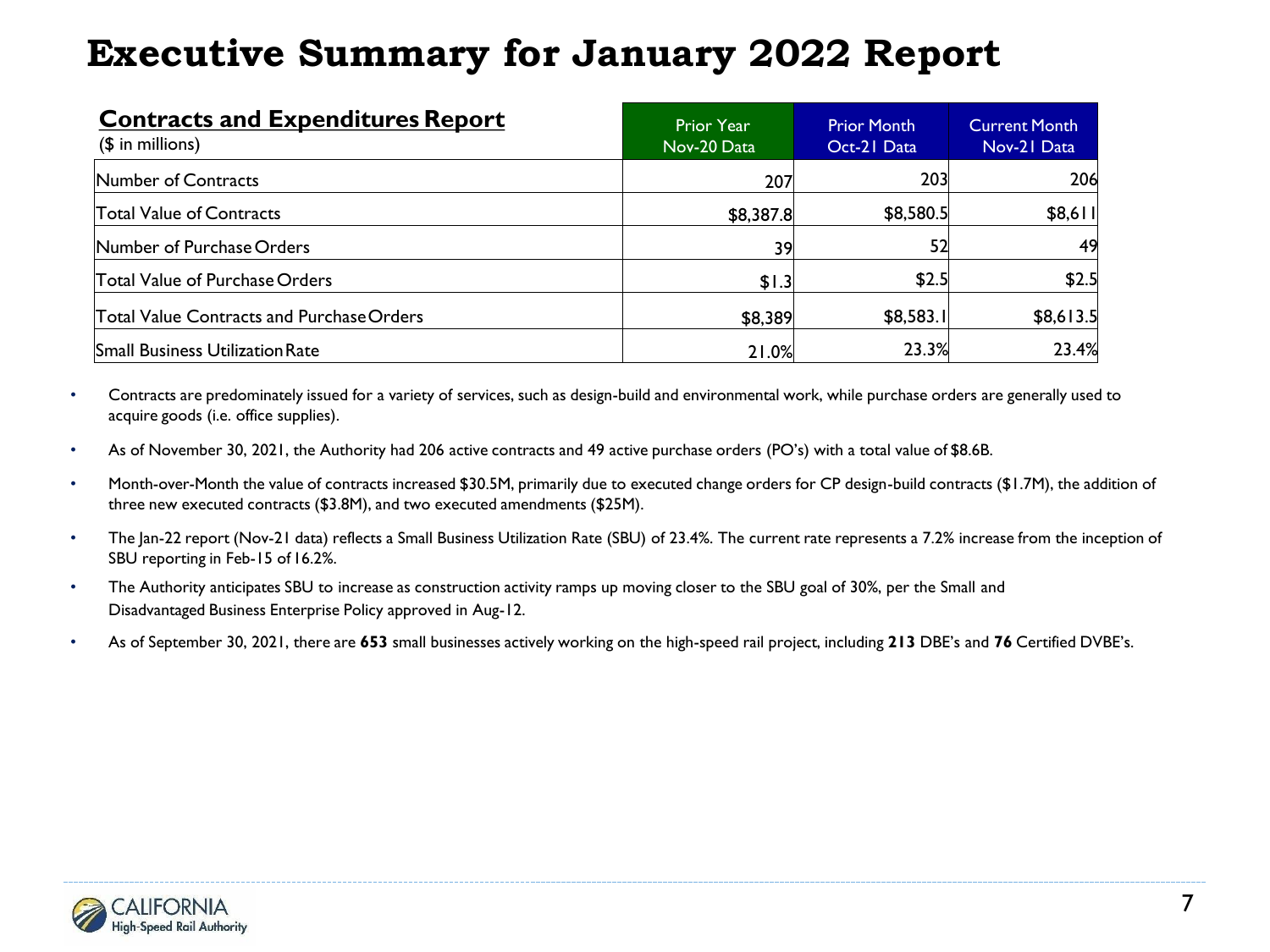# Executive Summary for January 2022 Report

| **Contracts and Expenditures Report** ($ in millions) | Prior Year Nov-20 Data | Prior Month Oct-21 Data | Current Month Nov-21 Data |
|---|---|---|---|
| Number of Contracts | 207 | 203 | 206 |
| Total Value of Contracts | $8,387.8 | $8,580.5 | $8,611 |
| Number of Purchase Orders | 39 | 52 | 49 |
| Total Value of Purchase Orders | $1.3 | $2.5 | $2.5 |
| Total Value Contracts and Purchase Orders | $8,389 | $8,583.1 | $8,613.5 |
| Small Business Utilization Rate | 21.0% | 23.3% | 23.4% |

- Contracts are predominately issued for a variety of services, such as design-build and environmental work, while purchase orders are generally used to acquire goods (i.e. office supplies).
- As of November 30, 2021, the Authority had 206 active contracts and 49 active purchase orders (PO's) with a total value of $8.6B.
- Month-over-Month the value of contracts increased $30.5M, primarily due to executed change orders for CP design-build contracts ($1.7M), the addition of three new executed contracts ($3.8M), and two executed amendments ($25M).
- The Jan-22 report (Nov-21 data) reflects a Small Business Utilization Rate (SBU) of 23.4%. The current rate represents a 7.2% increase from the inception of SBU reporting in Feb-15 of 16.2%.
- The Authority anticipates SBU to increase as construction activity ramps up moving closer to the SBU goal of 30%, per the Small and Disadvantaged Business Enterprise Policy approved in Aug-12.
- As of September 30, 2021, there are **653** small businesses actively working on the high-speed rail project, including **213** DBE's and **76** Certified DVBE's.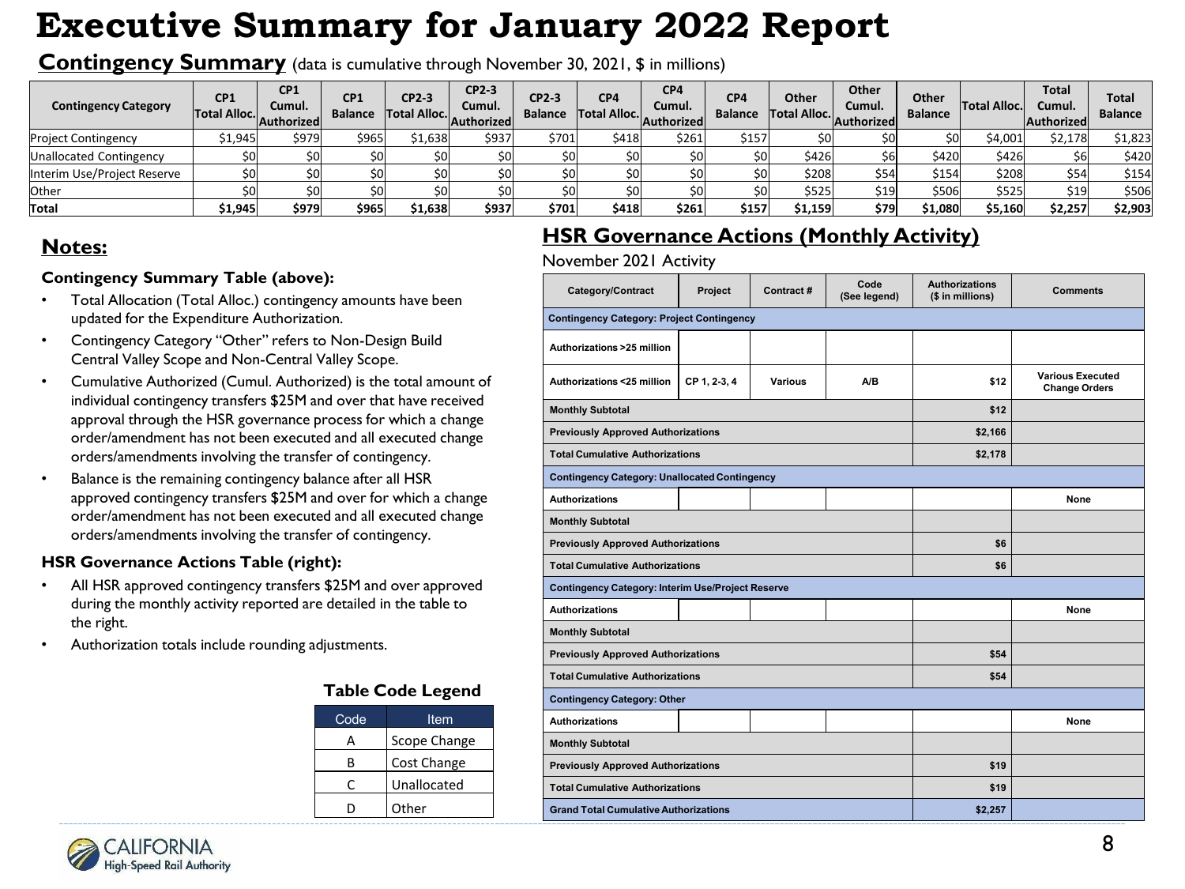# Executive Summary for January 2022 Report

## Contingency Summary (data is cumulative through November 30, 2021, $ in millions)

| Contingency Category | CP1 Total Alloc. | CP1 Cumul. Authorized | CP1 Balance | CP2-3 Total Alloc. | CP2-3 Cumul. Authorized | CP2-3 Balance | CP4 Total Alloc. | CP4 Cumul. Authorized | CP4 Balance | Other Total Alloc. | Other Cumul. Authorized | Other Balance | Total Alloc. | Total Cumul. Authorized | Total Balance |
|---|---|---|---|---|---|---|---|---|---|---|---|---|---|---|---|
| Project Contingency | $1,945 | $979 | $965 | $1,638 | $937 | $701 | $418 | $261 | $157 | $0 | $0 | $0 | $4,001 | $2,178 | $1,823 |
| Unallocated Contingency | $0 | $0 | $0 | $0 | $0 | $0 | $0 | $0 | $0 | $426 | $6 | $420 | $426 | $6 | $420 |
| Interim Use/Project Reserve | $0 | $0 | $0 | $0 | $0 | $0 | $0 | $0 | $0 | $208 | $54 | $154 | $208 | $54 | $154 |
| Other | $0 | $0 | $0 | $0 | $0 | $0 | $0 | $0 | $0 | $525 | $19 | $506 | $525 | $19 | $506 |
| **Total** | **$1,945** | **$979** | **$965** | **$1,638** | **$937** | **$701** | **$418** | **$261** | **$157** | **$1,159** | **$79** | **$1,080** | **$5,160** | **$2,257** | **$2,903** |

## Notes:

### Contingency Summary Table (above):

- Total Allocation (Total Alloc.) contingency amounts have been updated for the Expenditure Authorization.
- Contingency Category "Other" refers to Non-Design Build Central Valley Scope and Non-Central Valley Scope.
- Cumulative Authorized (Cumul. Authorized) is the total amount of individual contingency transfers $25M and over that have received approval through the HSR governance process for which a change order/amendment has not been executed and all executed change orders/amendments involving the transfer of contingency.
- Balance is the remaining contingency balance after all HSR approved contingency transfers $25M and over for which a change order/amendment has not been executed and all executed change orders/amendments involving the transfer of contingency.

### HSR Governance Actions Table (right):

- All HSR approved contingency transfers $25M and over approved during the monthly activity reported are detailed in the table to the right.
- Authorization totals include rounding adjustments.

### Table Code Legend

| Code | Item |
|---|---|
| A | Scope Change |
| B | Cost Change |
| C | Unallocated |
| D | Other |

## HSR Governance Actions (Monthly Activity)

November 2021 Activity

| Category/Contract | Project | Contract # | Code (See legend) | Authorizations ($ in millions) | Comments |
|---|---|---|---|---|---|
| **Contingency Category: Project Contingency** | | | | | |
| Authorizations >25 million | | | | | |
| Authorizations <25 million | CP 1, 2-3, 4 | Various | A/B | $12 | Various Executed Change Orders |
| Monthly Subtotal | | | | $12 | |
| Previously Approved Authorizations | | | | $2,166 | |
| Total Cumulative Authorizations | | | | $2,178 | |
| **Contingency Category: Unallocated Contingency** | | | | | |
| Authorizations | | | | | None |
| Monthly Subtotal | | | | | |
| Previously Approved Authorizations | | | | $6 | |
| Total Cumulative Authorizations | | | | $6 | |
| **Contingency Category: Interim Use/Project Reserve** | | | | | |
| Authorizations | | | | | None |
| Monthly Subtotal | | | | | |
| Previously Approved Authorizations | | | | $54 | |
| Total Cumulative Authorizations | | | | $54 | |
| **Contingency Category: Other** | | | | | |
| Authorizations | | | | | None |
| Monthly Subtotal | | | | | |
| Previously Approved Authorizations | | | | $19 | |
| Total Cumulative Authorizations | | | | $19 | |
| **Grand Total Cumulative Authorizations** | | | | $2,257 | |